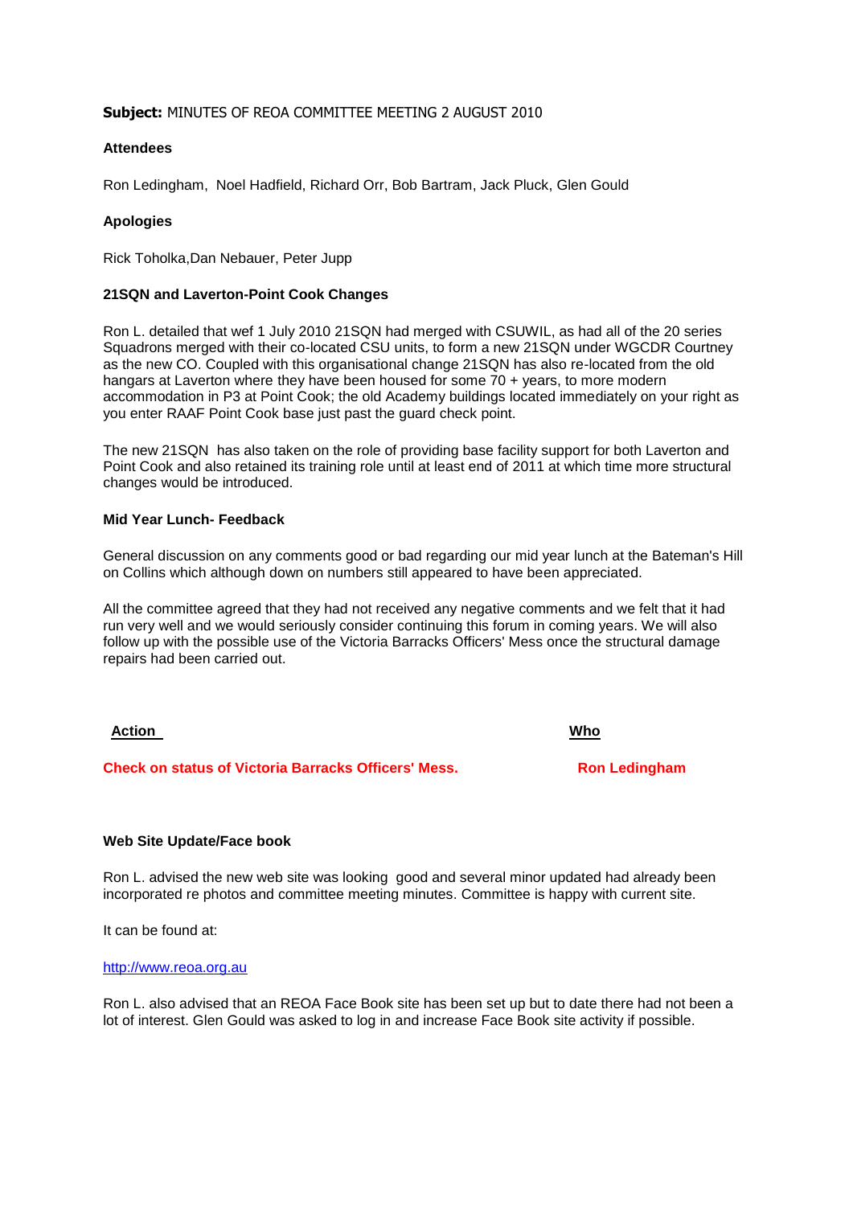**Subject:** MINUTES OF REOA COMMITTEE MEETING 2 AUGUST 2010

**Attendees**

Ron Ledingham, Noel Hadfield, Richard Orr, Bob Bartram, Jack Pluck, Glen Gould

**Apologies**

Rick Toholka,Dan Nebauer, Peter Jupp

**21SQN and Laverton-Point Cook Changes**

Ron L. detailed that wef 1 July 2010 21SQN had merged with CSUWIL, as had all of the 20 series Squadrons merged with their co-located CSU units, to form a new 21SQN under WGCDR Courtney as the new CO. Coupled with this organisational change 21SQN has also re-located from the old hangars at Laverton where they have been housed for some 70 + years, to more modern accommodation in P3 at Point Cook; the old Academy buildings located immediately on your right as you enter RAAF Point Cook base just past the guard check point.

The new 21SQN has also taken on the role of providing base facility support for both Laverton and Point Cook and also retained its training role until at least end of 2011 at which time more structural changes would be introduced.

**Mid Year Lunch- Feedback**

General discussion on any comments good or bad regarding our mid year lunch at the Bateman's Hill on Collins which although down on numbers still appeared to have been appreciated.

All the committee agreed that they had not received any negative comments and we felt that it had run very well and we would seriously consider continuing this forum in coming years. We will also follow up with the possible use of the Victoria Barracks Officers' Mess once the structural damage repairs had been carried out.

| Action | Who |
|---|---|
| **Check on status of Victoria Barracks Officers' Mess.** | **Ron Ledingham** |

**Web Site Update/Face book**

Ron L. advised the new web site was looking good and several minor updated had already been incorporated re photos and committee meeting minutes. Committee is happy with current site.

It can be found at:

http://www.reoa.org.au

Ron L. also advised that an REOA Face Book site has been set up but to date there had not been a lot of interest. Glen Gould was asked to log in and increase Face Book site activity if possible.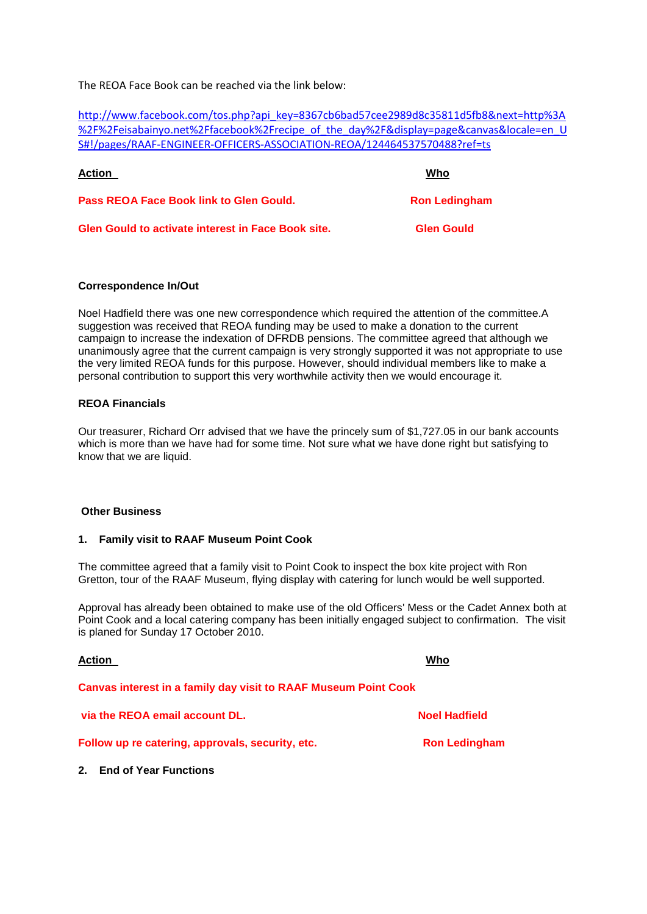The REOA Face Book can be reached via the link below:

http://www.facebook.com/tos.php?api_key=8367cb6bad57cee2989d8c35811d5fb8&next=http%3A%2F%2Feisabainyo.net%2Ffacebook%2Frecipe_of_the_day%2F&display=page&canvas&locale=en_US#!/pages/RAAF-ENGINEER-OFFICERS-ASSOCIATION-REOA/124464537570488?ref=ts

| **Action** | **Who** |
|---|---|
| **Pass REOA Face Book link to Glen Gould.** | **Ron Ledingham** |
| **Glen Gould to activate interest in Face Book site.** | **Glen Gould** |

**Correspondence In/Out**

Noel Hadfield there was one new correspondence which required the attention of the committee.A suggestion was received that REOA funding may be used to make a donation to the current campaign to increase the indexation of DFRDB pensions. The committee agreed that although we unanimously agree that the current campaign is very strongly supported it was not appropriate to use the very limited REOA funds for this purpose. However, should individual members like to make a personal contribution to support this very worthwhile activity then we would encourage it.

**REOA Financials**

Our treasurer, Richard Orr advised that we have the princely sum of $1,727.05 in our bank accounts which is more than we have had for some time. Not sure what we have done right but satisfying to know that we are liquid.

**Other Business**

**1. Family visit to RAAF Museum Point Cook**

The committee agreed that a family visit to Point Cook to inspect the box kite project with Ron Gretton, tour of the RAAF Museum, flying display with catering for lunch would be well supported.

Approval has already been obtained to make use of the old Officers' Mess or the Cadet Annex both at Point Cook and a local catering company has been initially engaged subject to confirmation. The visit is planed for Sunday 17 October 2010.

| **Action** | **Who** |
|---|---|
| **Canvas interest in a family day visit to RAAF Museum Point Cook via the REOA email account DL.** | **Noel Hadfield** |
| **Follow up re catering, approvals, security, etc.** | **Ron Ledingham** |

**2. End of Year Functions**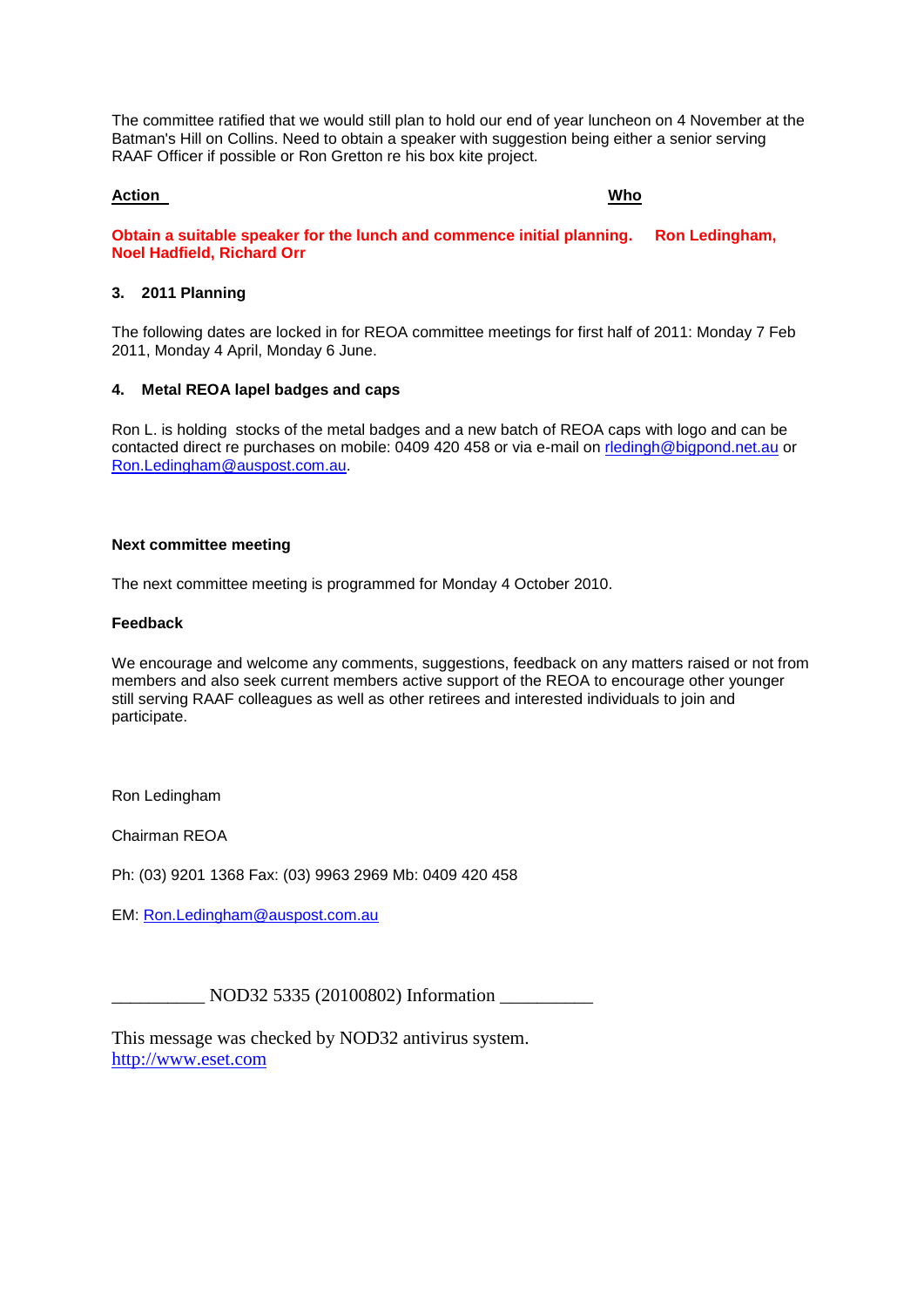The committee ratified that we would still plan to hold our end of year luncheon on 4 November at the Batman's Hill on Collins. Need to obtain a speaker with suggestion being either a senior serving RAAF Officer if possible or Ron Gretton re his box kite project.

| **Action** | **Who** |
| --- | --- |
| **Obtain a suitable speaker for the lunch and commence initial planning.** | **Ron Ledingham, Noel Hadfield, Richard Orr** |

### 3. 2011 Planning

The following dates are locked in for REOA committee meetings for first half of 2011: Monday 7 Feb 2011, Monday 4 April, Monday 6 June.

### 4. Metal REOA lapel badges and caps

Ron L. is holding stocks of the metal badges and a new batch of REOA caps with logo and can be contacted direct re purchases on mobile: 0409 420 458 or via e-mail on rledingh@bigpond.net.au or Ron.Ledingham@auspost.com.au.

### Next committee meeting

The next committee meeting is programmed for Monday 4 October 2010.

### Feedback

We encourage and welcome any comments, suggestions, feedback on any matters raised or not from members and also seek current members active support of the REOA to encourage other younger still serving RAAF colleagues as well as other retirees and interested individuals to join and participate.

Ron Ledingham

Chairman REOA

Ph: (03) 9201 1368 Fax: (03) 9963 2969 Mb: 0409 420 458

EM: Ron.Ledingham@auspost.com.au

__________ NOD32 5335 (20100802) Information __________

This message was checked by NOD32 antivirus system.
http://www.eset.com